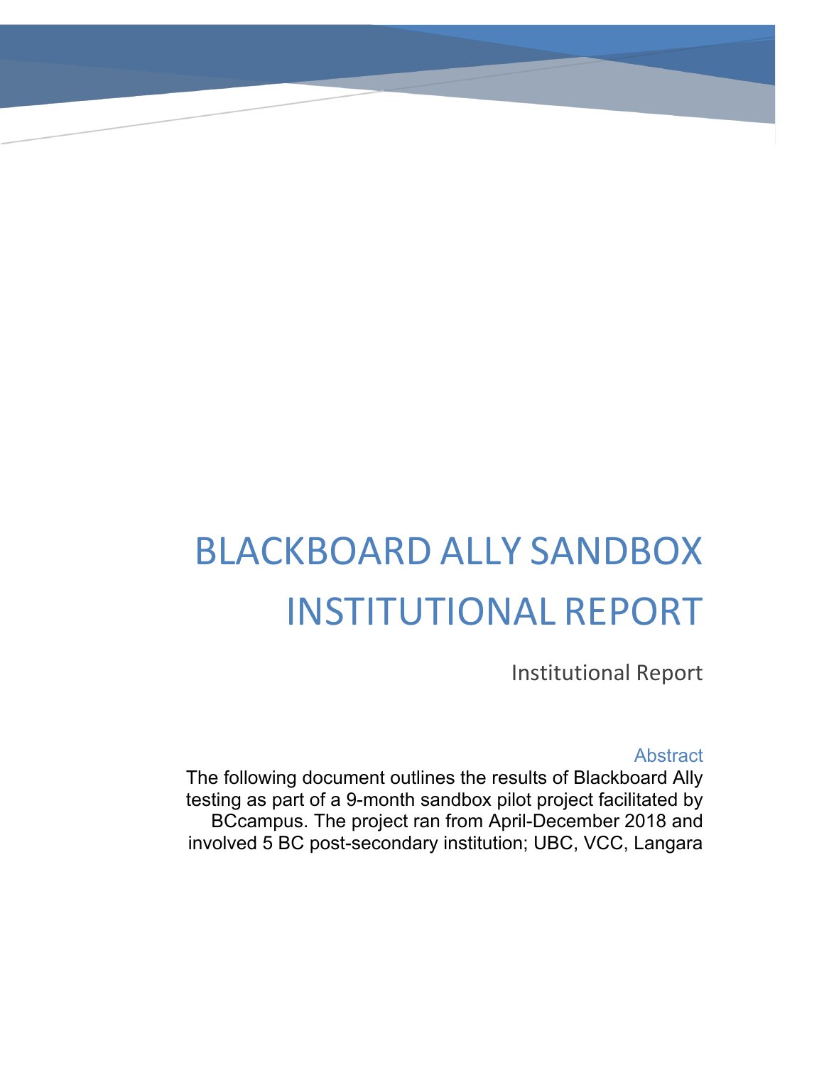# BLACKBOARD ALLY SANDBOX INSTITUTIONAL REPORT

Institutional Report

## Abstract

The following document outlines the results of Blackboard Ally testing as part of a 9-month sandbox pilot project facilitated by BCcampus. The project ran from April-December 2018 and involved 5 BC post-secondary institution; UBC, VCC, Langara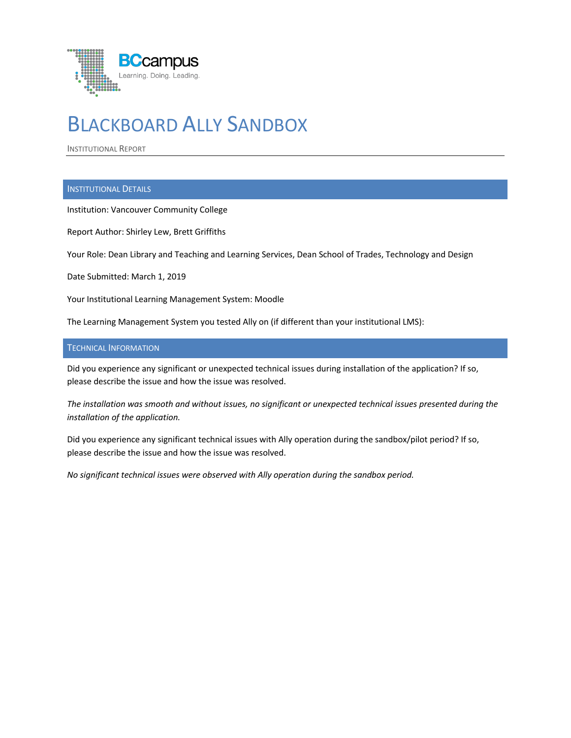# Blackboard Ally Sandbox

Institutional Report

## Institutional Details

Institution: Vancouver Community College

Report Author: Shirley Lew, Brett Griffiths

Your Role: Dean Library and Teaching and Learning Services, Dean School of Trades, Technology and Design

Date Submitted: March 1, 2019

Your Institutional Learning Management System: Moodle

The Learning Management System you tested Ally on (if different than your institutional LMS):

## Technical Information

Did you experience any significant or unexpected technical issues during installation of the application? If so, please describe the issue and how the issue was resolved.

*The installation was smooth and without issues, no significant or unexpected technical issues presented during the installation of the application.*

Did you experience any significant technical issues with Ally operation during the sandbox/pilot period? If so, please describe the issue and how the issue was resolved.

*No significant technical issues were observed with Ally operation during the sandbox period.*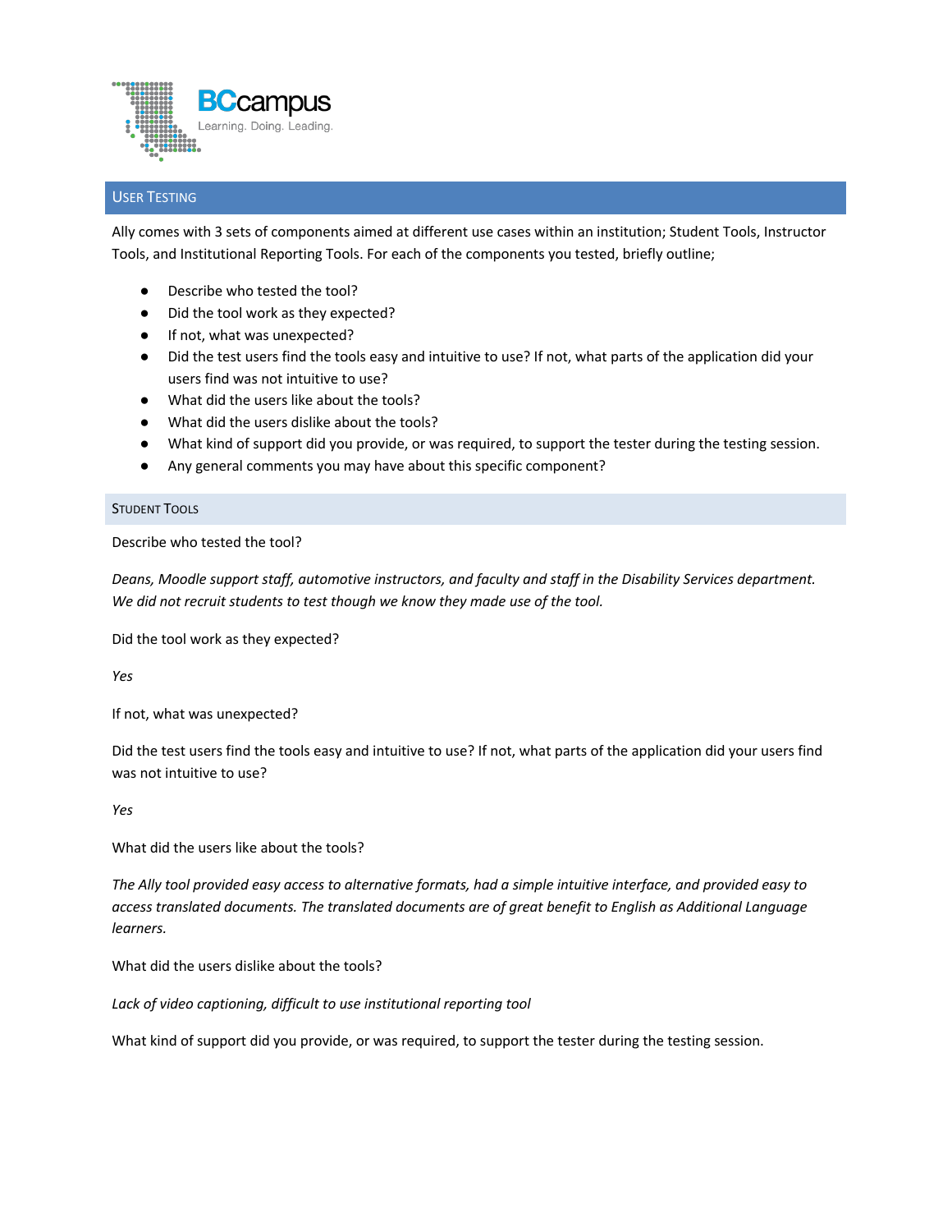## User Testing

Ally comes with 3 sets of components aimed at different use cases within an institution; Student Tools, Instructor Tools, and Institutional Reporting Tools. For each of the components you tested, briefly outline;

- Describe who tested the tool?
- Did the tool work as they expected?
- If not, what was unexpected?
- Did the test users find the tools easy and intuitive to use? If not, what parts of the application did your users find was not intuitive to use?
- What did the users like about the tools?
- What did the users dislike about the tools?
- What kind of support did you provide, or was required, to support the tester during the testing session.
- Any general comments you may have about this specific component?

### Student Tools

Describe who tested the tool?

*Deans, Moodle support staff, automotive instructors, and faculty and staff in the Disability Services department. We did not recruit students to test though we know they made use of the tool.*

Did the tool work as they expected?

*Yes*

If not, what was unexpected?

Did the test users find the tools easy and intuitive to use? If not, what parts of the application did your users find was not intuitive to use?

*Yes*

What did the users like about the tools?

*The Ally tool provided easy access to alternative formats, had a simple intuitive interface, and provided easy to access translated documents. The translated documents are of great benefit to English as Additional Language learners.*

What did the users dislike about the tools?

*Lack of video captioning, difficult to use institutional reporting tool*

What kind of support did you provide, or was required, to support the tester during the testing session.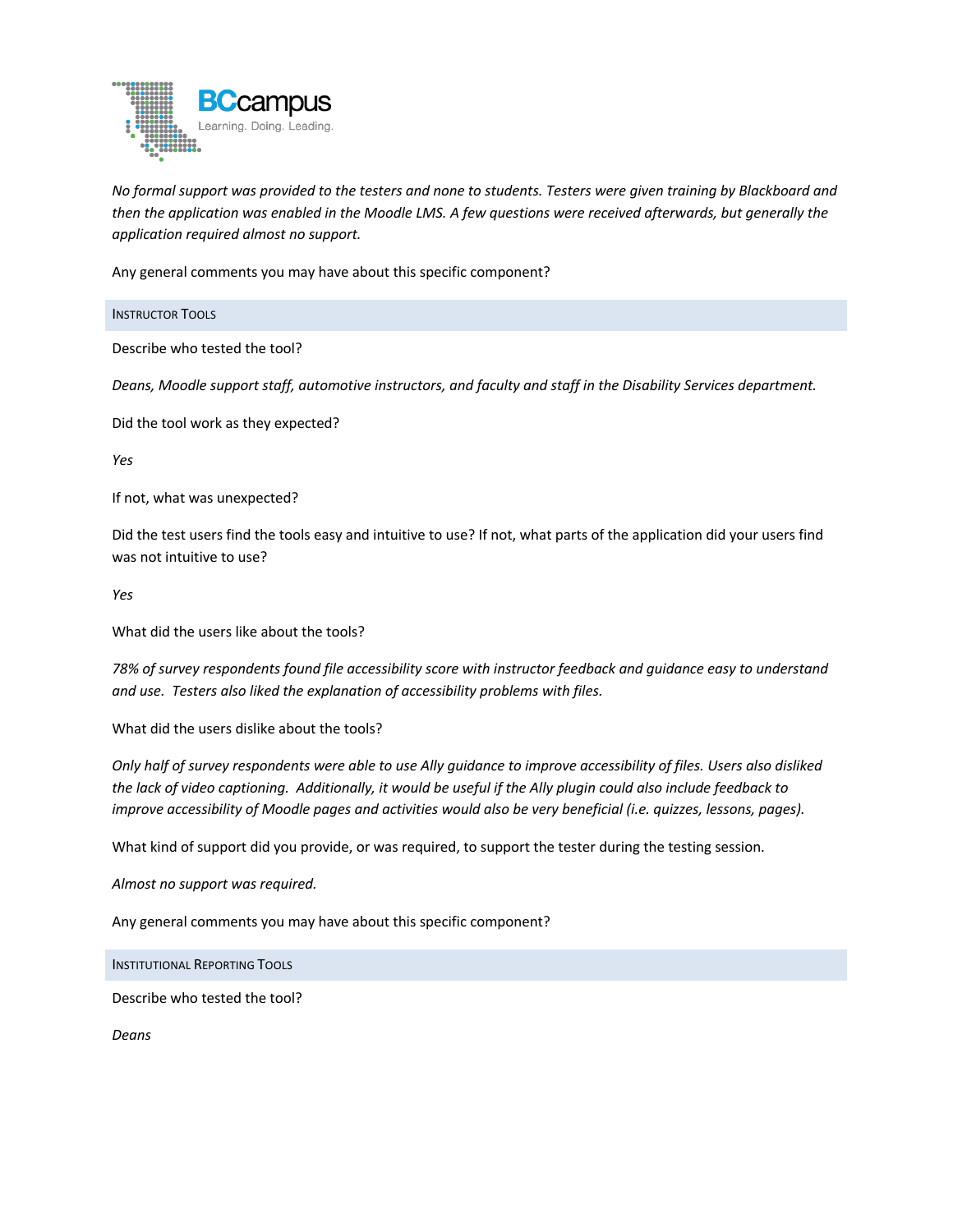*No formal support was provided to the testers and none to students. Testers were given training by Blackboard and then the application was enabled in the Moodle LMS. A few questions were received afterwards, but generally the application required almost no support.*

Any general comments you may have about this specific component?

## Instructor Tools

Describe who tested the tool?

*Deans, Moodle support staff, automotive instructors, and faculty and staff in the Disability Services department.*

Did the tool work as they expected?

*Yes*

If not, what was unexpected?

Did the test users find the tools easy and intuitive to use? If not, what parts of the application did your users find was not intuitive to use?

*Yes*

What did the users like about the tools?

*78% of survey respondents found file accessibility score with instructor feedback and guidance easy to understand and use. Testers also liked the explanation of accessibility problems with files.*

What did the users dislike about the tools?

*Only half of survey respondents were able to use Ally guidance to improve accessibility of files. Users also disliked the lack of video captioning. Additionally, it would be useful if the Ally plugin could also include feedback to improve accessibility of Moodle pages and activities would also be very beneficial (i.e. quizzes, lessons, pages).*

What kind of support did you provide, or was required, to support the tester during the testing session.

*Almost no support was required.*

Any general comments you may have about this specific component?

## Institutional Reporting Tools

Describe who tested the tool?

*Deans*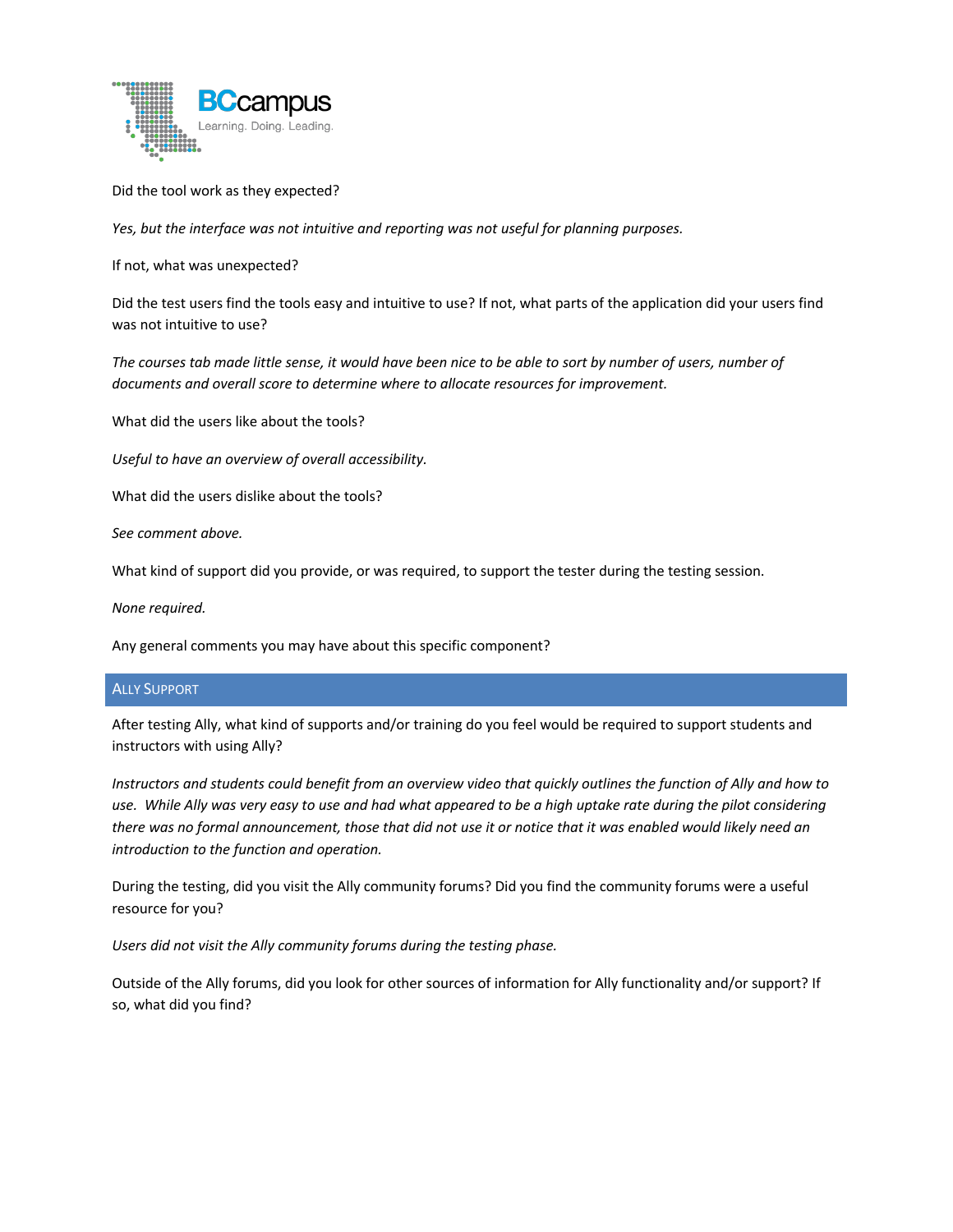Did the tool work as they expected?

*Yes, but the interface was not intuitive and reporting was not useful for planning purposes.*

If not, what was unexpected?

Did the test users find the tools easy and intuitive to use? If not, what parts of the application did your users find was not intuitive to use?

*The courses tab made little sense, it would have been nice to be able to sort by number of users, number of documents and overall score to determine where to allocate resources for improvement.*

What did the users like about the tools?

*Useful to have an overview of overall accessibility.*

What did the users dislike about the tools?

*See comment above.*

What kind of support did you provide, or was required, to support the tester during the testing session.

*None required.*

Any general comments you may have about this specific component?

## Ally Support

After testing Ally, what kind of supports and/or training do you feel would be required to support students and instructors with using Ally?

*Instructors and students could benefit from an overview video that quickly outlines the function of Ally and how to use. While Ally was very easy to use and had what appeared to be a high uptake rate during the pilot considering there was no formal announcement, those that did not use it or notice that it was enabled would likely need an introduction to the function and operation.*

During the testing, did you visit the Ally community forums? Did you find the community forums were a useful resource for you?

*Users did not visit the Ally community forums during the testing phase.*

Outside of the Ally forums, did you look for other sources of information for Ally functionality and/or support? If so, what did you find?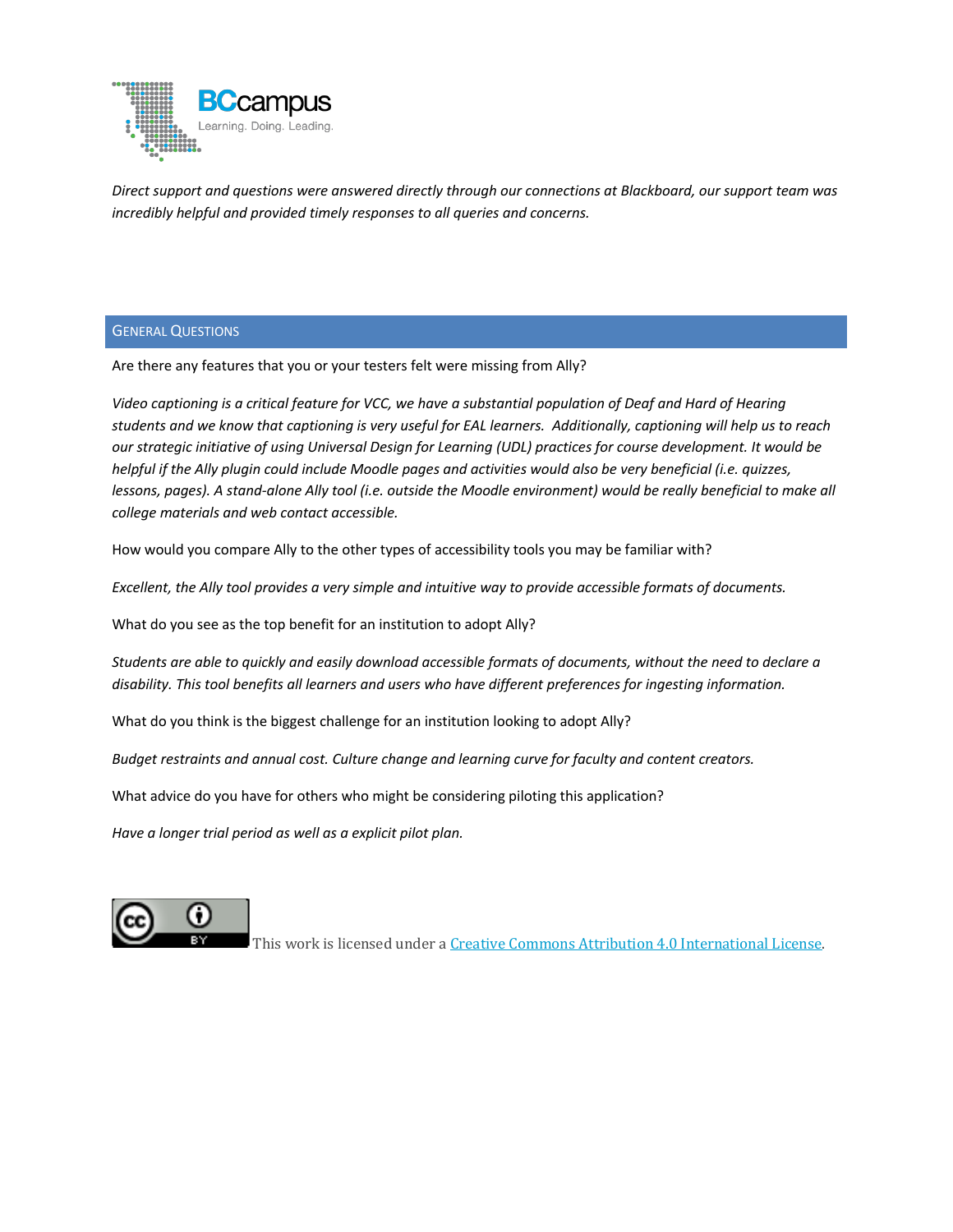*Direct support and questions were answered directly through our connections at Blackboard, our support team was incredibly helpful and provided timely responses to all queries and concerns.*

## General Questions

Are there any features that you or your testers felt were missing from Ally?

*Video captioning is a critical feature for VCC, we have a substantial population of Deaf and Hard of Hearing students and we know that captioning is very useful for EAL learners. Additionally, captioning will help us to reach our strategic initiative of using Universal Design for Learning (UDL) practices for course development. It would be helpful if the Ally plugin could include Moodle pages and activities would also be very beneficial (i.e. quizzes, lessons, pages). A stand-alone Ally tool (i.e. outside the Moodle environment) would be really beneficial to make all college materials and web contact accessible.*

How would you compare Ally to the other types of accessibility tools you may be familiar with?

*Excellent, the Ally tool provides a very simple and intuitive way to provide accessible formats of documents.*

What do you see as the top benefit for an institution to adopt Ally?

*Students are able to quickly and easily download accessible formats of documents, without the need to declare a disability. This tool benefits all learners and users who have different preferences for ingesting information.*

What do you think is the biggest challenge for an institution looking to adopt Ally?

*Budget restraints and annual cost. Culture change and learning curve for faculty and content creators.*

What advice do you have for others who might be considering piloting this application?

*Have a longer trial period as well as a explicit pilot plan.*

This work is licensed under a [Creative Commons Attribution 4.0 International License](http://creativecommons.org/licenses/by/4.0/).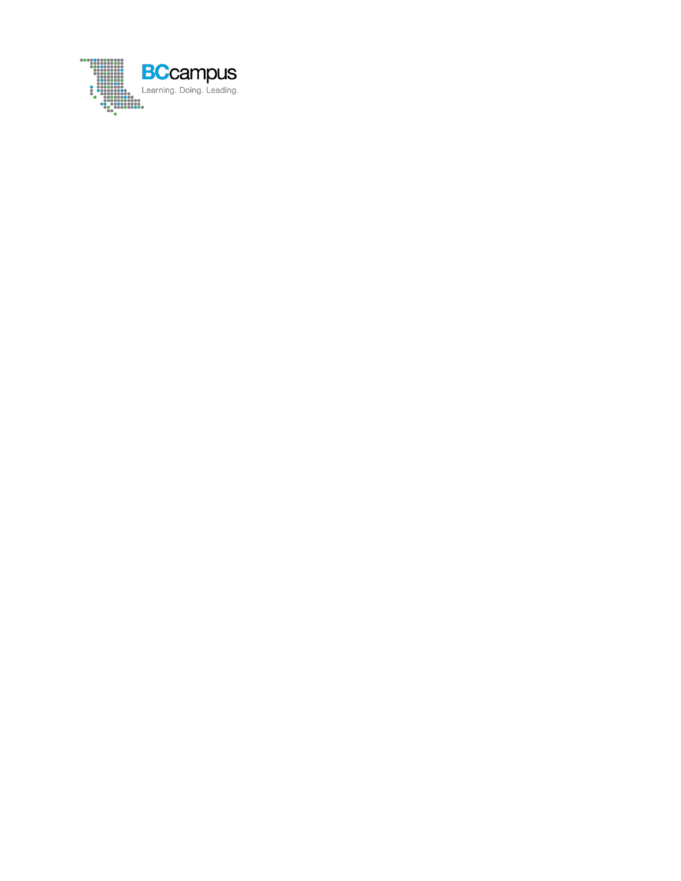BCcampus

Learning. Doing. Leading.